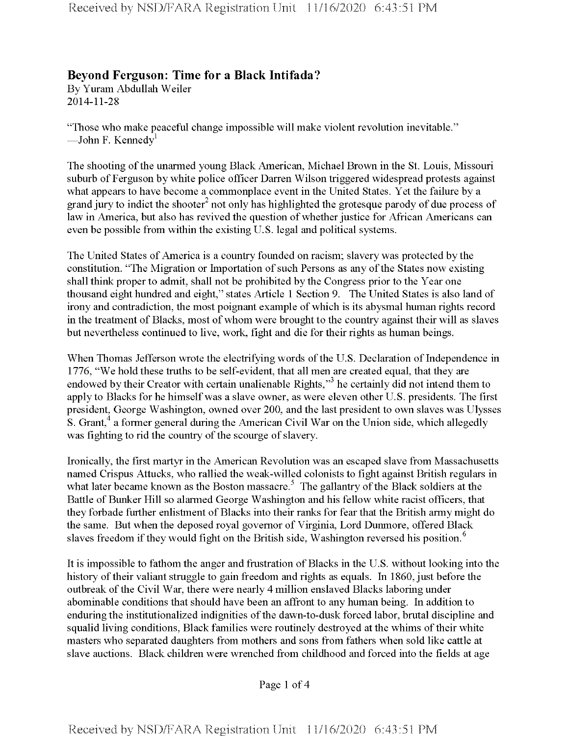## Beyond Ferguson: Time for a Black Intifada?

By Yuram Abdullah Weiler
2014-11-28

"Those who make peaceful change impossible will make violent revolution inevitable."
—John F. Kennedy[1]

The shooting of the unarmed young Black American, Michael Brown in the St. Louis, Missouri suburb of Ferguson by white police officer Darren Wilson triggered widespread protests against what appears to have become a commonplace event in the United States. Yet the failure by a grand jury to indict the shooter[2] not only has highlighted the grotesque parody of due process of law in America, but also has revived the question of whether justice for African Americans can even be possible from within the existing U.S. legal and political systems.

The United States of America is a country founded on racism; slavery was protected by the constitution. "The Migration or Importation of such Persons as any of the States now existing shall think proper to admit, shall not be prohibited by the Congress prior to the Year one thousand eight hundred and eight," states Article 1 Section 9. The United States is also land of irony and contradiction, the most poignant example of which is its abysmal human rights record in the treatment of Blacks, most of whom were brought to the country against their will as slaves but nevertheless continued to live, work, fight and die for their rights as human beings.

When Thomas Jefferson wrote the electrifying words of the U.S. Declaration of Independence in 1776, "We hold these truths to be self-evident, that all men are created equal, that they are endowed by their Creator with certain unalienable Rights,"[3] he certainly did not intend them to apply to Blacks for he himself was a slave owner, as were eleven other U.S. presidents. The first president, George Washington, owned over 200, and the last president to own slaves was Ulysses S. Grant,[4] a former general during the American Civil War on the Union side, which allegedly was fighting to rid the country of the scourge of slavery.

Ironically, the first martyr in the American Revolution was an escaped slave from Massachusetts named Crispus Attucks, who rallied the weak-willed colonists to fight against British regulars in what later became known as the Boston massacre.[5] The gallantry of the Black soldiers at the Battle of Bunker Hill so alarmed George Washington and his fellow white racist officers, that they forbade further enlistment of Blacks into their ranks for fear that the British army might do the same. But when the deposed royal governor of Virginia, Lord Dunmore, offered Black slaves freedom if they would fight on the British side, Washington reversed his position.[6]

It is impossible to fathom the anger and frustration of Blacks in the U.S. without looking into the history of their valiant struggle to gain freedom and rights as equals. In 1860, just before the outbreak of the Civil War, there were nearly 4 million enslaved Blacks laboring under abominable conditions that should have been an affront to any human being. In addition to enduring the institutionalized indignities of the dawn-to-dusk forced labor, brutal discipline and squalid living conditions, Black families were routinely destroyed at the whims of their white masters who separated daughters from mothers and sons from fathers when sold like cattle at slave auctions. Black children were wrenched from childhood and forced into the fields at age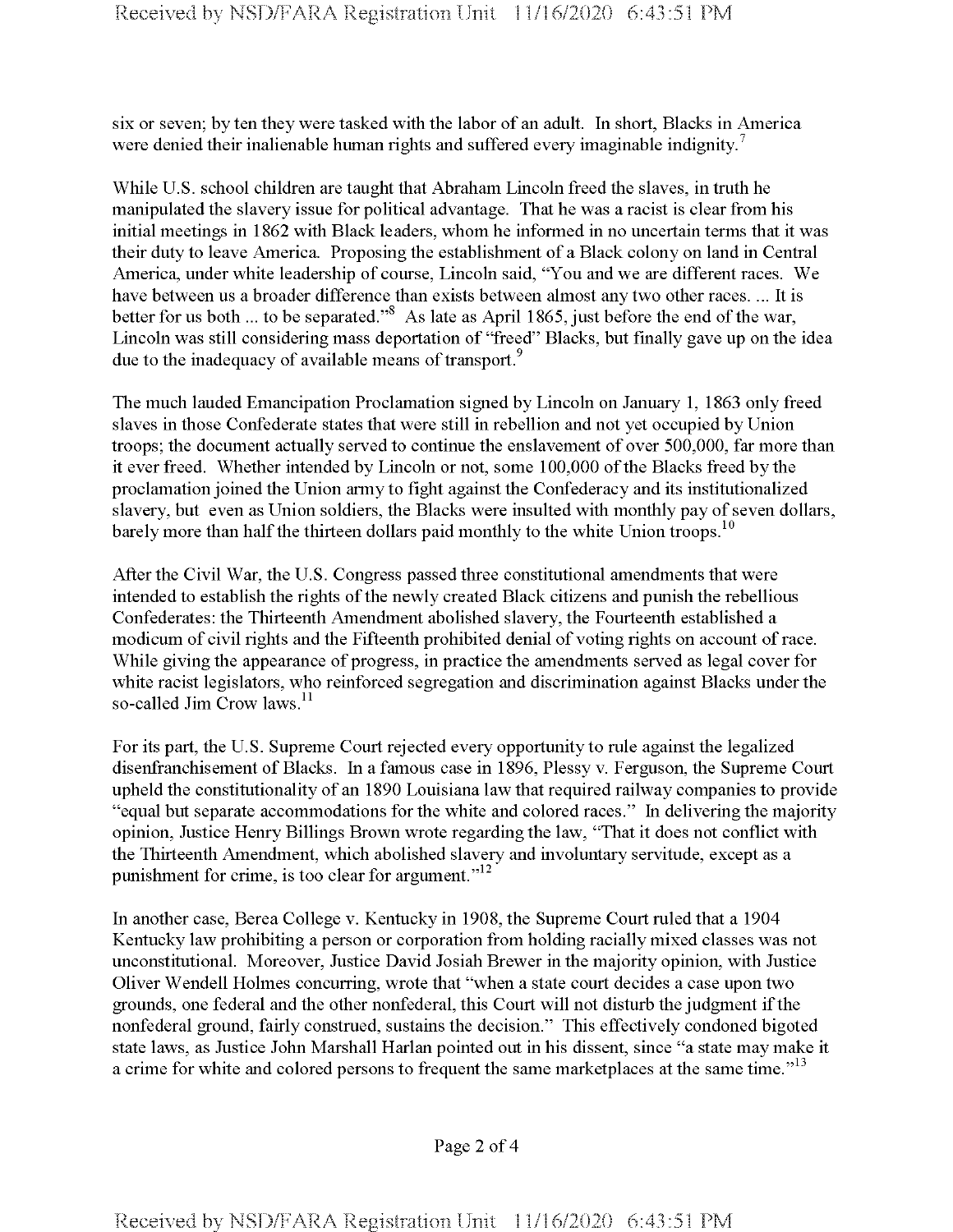six or seven; by ten they were tasked with the labor of an adult. In short, Blacks in America were denied their inalienable human rights and suffered every imaginable indignity.[7]

While U.S. school children are taught that Abraham Lincoln freed the slaves, in truth he manipulated the slavery issue for political advantage. That he was a racist is clear from his initial meetings in 1862 with Black leaders, whom he informed in no uncertain terms that it was their duty to leave America. Proposing the establishment of a Black colony on land in Central America, under white leadership of course, Lincoln said, "You and we are different races. We have between us a broader difference than exists between almost any two other races. ... It is better for us both ... to be separated."[8] As late as April 1865, just before the end of the war, Lincoln was still considering mass deportation of "freed" Blacks, but finally gave up on the idea due to the inadequacy of available means of transport.[9]

The much lauded Emancipation Proclamation signed by Lincoln on January 1, 1863 only freed slaves in those Confederate states that were still in rebellion and not yet occupied by Union troops; the document actually served to continue the enslavement of over 500,000, far more than it ever freed. Whether intended by Lincoln or not, some 100,000 of the Blacks freed by the proclamation joined the Union army to fight against the Confederacy and its institutionalized slavery, but even as Union soldiers, the Blacks were insulted with monthly pay of seven dollars, barely more than half the thirteen dollars paid monthly to the white Union troops.[10]

After the Civil War, the U.S. Congress passed three constitutional amendments that were intended to establish the rights of the newly created Black citizens and punish the rebellious Confederates: the Thirteenth Amendment abolished slavery, the Fourteenth established a modicum of civil rights and the Fifteenth prohibited denial of voting rights on account of race. While giving the appearance of progress, in practice the amendments served as legal cover for white racist legislators, who reinforced segregation and discrimination against Blacks under the so-called Jim Crow laws.[11]

For its part, the U.S. Supreme Court rejected every opportunity to rule against the legalized disenfranchisement of Blacks. In a famous case in 1896, Plessy v. Ferguson, the Supreme Court upheld the constitutionality of an 1890 Louisiana law that required railway companies to provide "equal but separate accommodations for the white and colored races." In delivering the majority opinion, Justice Henry Billings Brown wrote regarding the law, "That it does not conflict with the Thirteenth Amendment, which abolished slavery and involuntary servitude, except as a punishment for crime, is too clear for argument."[12]

In another case, Berea College v. Kentucky in 1908, the Supreme Court ruled that a 1904 Kentucky law prohibiting a person or corporation from holding racially mixed classes was not unconstitutional. Moreover, Justice David Josiah Brewer in the majority opinion, with Justice Oliver Wendell Holmes concurring, wrote that "when a state court decides a case upon two grounds, one federal and the other nonfederal, this Court will not disturb the judgment if the nonfederal ground, fairly construed, sustains the decision." This effectively condoned bigoted state laws, as Justice John Marshall Harlan pointed out in his dissent, since "a state may make it a crime for white and colored persons to frequent the same marketplaces at the same time."[13]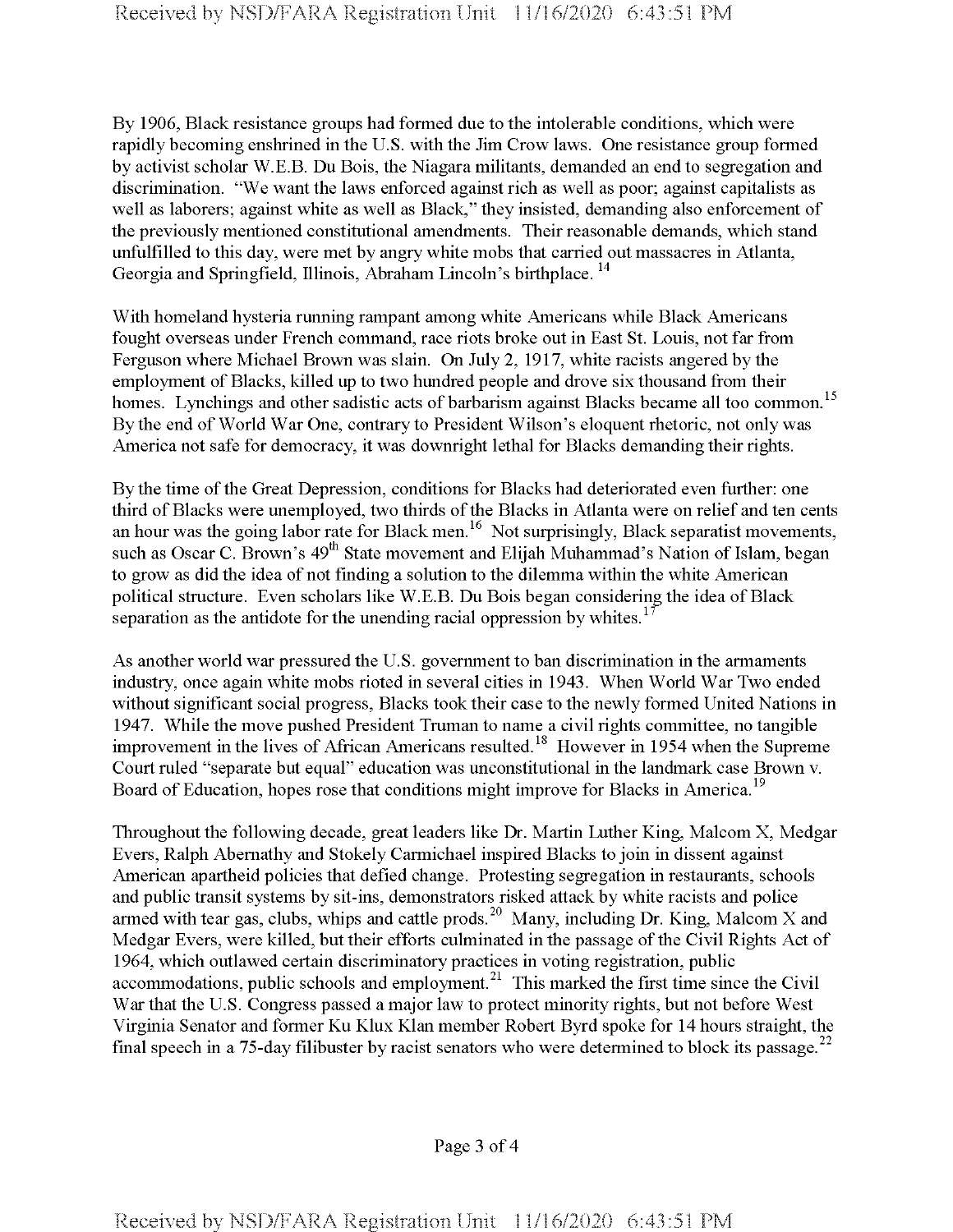By 1906, Black resistance groups had formed due to the intolerable conditions, which were rapidly becoming enshrined in the U.S. with the Jim Crow laws. One resistance group formed by activist scholar W.E.B. Du Bois, the Niagara militants, demanded an end to segregation and discrimination. "We want the laws enforced against rich as well as poor; against capitalists as well as laborers; against white as well as Black," they insisted, demanding also enforcement of the previously mentioned constitutional amendments. Their reasonable demands, which stand unfulfilled to this day, were met by angry white mobs that carried out massacres in Atlanta, Georgia and Springfield, Illinois, Abraham Lincoln's birthplace. [14]

With homeland hysteria running rampant among white Americans while Black Americans fought overseas under French command, race riots broke out in East St. Louis, not far from Ferguson where Michael Brown was slain. On July 2, 1917, white racists angered by the employment of Blacks, killed up to two hundred people and drove six thousand from their homes. Lynchings and other sadistic acts of barbarism against Blacks became all too common.[15] By the end of World War One, contrary to President Wilson's eloquent rhetoric, not only was America not safe for democracy, it was downright lethal for Blacks demanding their rights.

By the time of the Great Depression, conditions for Blacks had deteriorated even further: one third of Blacks were unemployed, two thirds of the Blacks in Atlanta were on relief and ten cents an hour was the going labor rate for Black men.[16] Not surprisingly, Black separatist movements, such as Oscar C. Brown's 49th State movement and Elijah Muhammad's Nation of Islam, began to grow as did the idea of not finding a solution to the dilemma within the white American political structure. Even scholars like W.E.B. Du Bois began considering the idea of Black separation as the antidote for the unending racial oppression by whites.[17]

As another world war pressured the U.S. government to ban discrimination in the armaments industry, once again white mobs rioted in several cities in 1943. When World War Two ended without significant social progress, Blacks took their case to the newly formed United Nations in 1947. While the move pushed President Truman to name a civil rights committee, no tangible improvement in the lives of African Americans resulted.[18] However in 1954 when the Supreme Court ruled "separate but equal" education was unconstitutional in the landmark case Brown v. Board of Education, hopes rose that conditions might improve for Blacks in America.[19]

Throughout the following decade, great leaders like Dr. Martin Luther King, Malcom X, Medgar Evers, Ralph Abernathy and Stokely Carmichael inspired Blacks to join in dissent against American apartheid policies that defied change. Protesting segregation in restaurants, schools and public transit systems by sit-ins, demonstrators risked attack by white racists and police armed with tear gas, clubs, whips and cattle prods.[20] Many, including Dr. King, Malcom X and Medgar Evers, were killed, but their efforts culminated in the passage of the Civil Rights Act of 1964, which outlawed certain discriminatory practices in voting registration, public accommodations, public schools and employment.[21] This marked the first time since the Civil War that the U.S. Congress passed a major law to protect minority rights, but not before West Virginia Senator and former Ku Klux Klan member Robert Byrd spoke for 14 hours straight, the final speech in a 75-day filibuster by racist senators who were determined to block its passage.[22]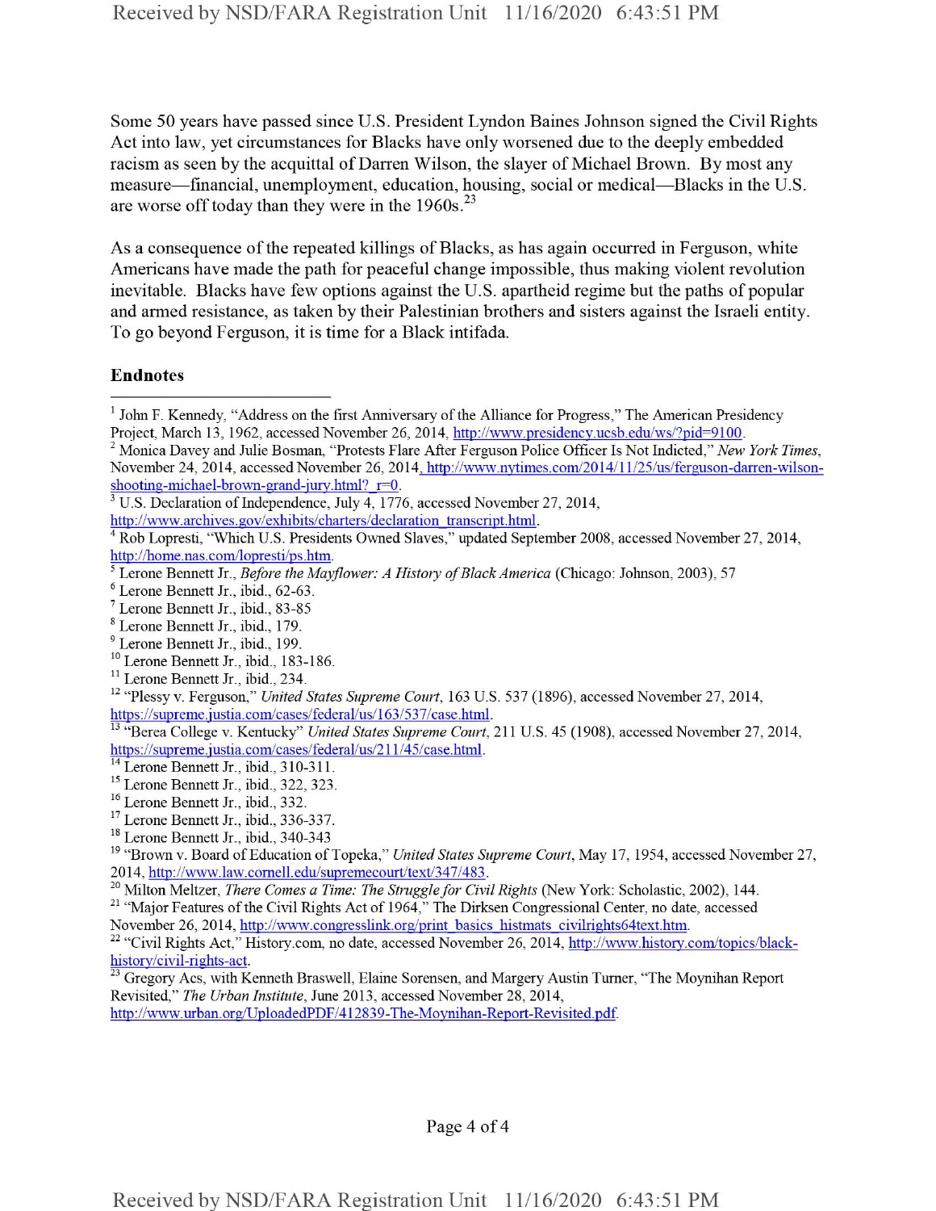Some 50 years have passed since U.S. President Lyndon Baines Johnson signed the Civil Rights Act into law, yet circumstances for Blacks have only worsened due to the deeply embedded racism as seen by the acquittal of Darren Wilson, the slayer of Michael Brown. By most any measure—financial, unemployment, education, housing, social or medical—Blacks in the U.S. are worse off today than they were in the 1960s.[23]

As a consequence of the repeated killings of Blacks, as has again occurred in Ferguson, white Americans have made the path for peaceful change impossible, thus making violent revolution inevitable. Blacks have few options against the U.S. apartheid regime but the paths of popular and armed resistance, as taken by their Palestinian brothers and sisters against the Israeli entity. To go beyond Ferguson, it is time for a Black intifada.

**Endnotes**

[1] John F. Kennedy, "Address on the first Anniversary of the Alliance for Progress," The American Presidency Project, March 13, 1962, accessed November 26, 2014, http://www.presidency.ucsb.edu/ws/?pid=9100.

[2] Monica Davey and Julie Bosman, "Protests Flare After Ferguson Police Officer Is Not Indicted," *New York Times*, November 24, 2014, accessed November 26, 2014, http://www.nytimes.com/2014/11/25/us/ferguson-darren-wilson-shooting-michael-brown-grand-jury.html?_r=0.

[3] U.S. Declaration of Independence, July 4, 1776, accessed November 27, 2014, http://www.archives.gov/exhibits/charters/declaration_transcript.html.

[4] Rob Lopresti, "Which U.S. Presidents Owned Slaves," updated September 2008, accessed November 27, 2014, http://home.nas.com/lopresti/ps.htm.

[5] Lerone Bennett Jr., *Before the Mayflower: A History of Black America* (Chicago: Johnson, 2003), 57

[6] Lerone Bennett Jr., ibid., 62-63.

[7] Lerone Bennett Jr., ibid., 83-85

[8] Lerone Bennett Jr., ibid., 179.

[9] Lerone Bennett Jr., ibid., 199.

[10] Lerone Bennett Jr., ibid., 183-186.

[11] Lerone Bennett Jr., ibid., 234.

[12] "Plessy v. Ferguson," *United States Supreme Court*, 163 U.S. 537 (1896), accessed November 27, 2014, https://supreme.justia.com/cases/federal/us/163/537/case.html.

[13] "Berea College v. Kentucky" *United States Supreme Court*, 211 U.S. 45 (1908), accessed November 27, 2014, https://supreme.justia.com/cases/federal/us/211/45/case.html.

[14] Lerone Bennett Jr., ibid., 310-311.

[15] Lerone Bennett Jr., ibid., 322, 323.

[16] Lerone Bennett Jr., ibid., 332.

[17] Lerone Bennett Jr., ibid., 336-337.

[18] Lerone Bennett Jr., ibid., 340-343

[19] "Brown v. Board of Education of Topeka," *United States Supreme Court*, May 17, 1954, accessed November 27, 2014, http://www.law.cornell.edu/supremecourt/text/347/483.

[20] Milton Meltzer, *There Comes a Time: The Struggle for Civil Rights* (New York: Scholastic, 2002), 144.

[21] "Major Features of the Civil Rights Act of 1964," The Dirksen Congressional Center, no date, accessed November 26, 2014, http://www.congresslink.org/print_basics_histmats_civilrights64text.htm.

[22] "Civil Rights Act," History.com, no date, accessed November 26, 2014, http://www.history.com/topics/black-history/civil-rights-act.

[23] Gregory Acs, with Kenneth Braswell, Elaine Sorensen, and Margery Austin Turner, "The Moynihan Report Revisited," *The Urban Institute*, June 2013, accessed November 28, 2014, http://www.urban.org/UploadedPDF/412839-The-Moynihan-Report-Revisited.pdf.